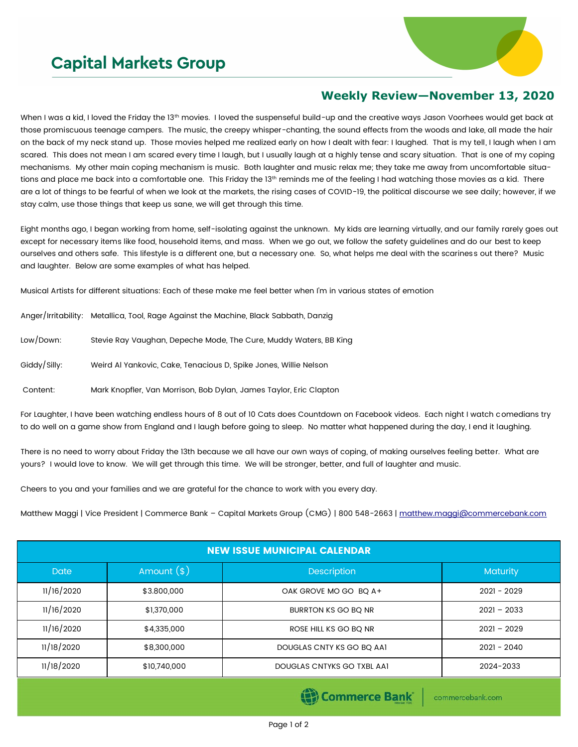# Capital Markets Group

## Weekly Review—November 13, 2020

When I was a kid, I loved the Friday the 13th movies. I loved the suspenseful build-up and the creative ways Jason Voorhees would get back at those promiscuous teenage campers. The music, the creepy whisper-chanting, the sound effects from the woods and lake, all made the hair on the back of my neck stand up. Those movies helped me realized early on how I dealt with fear: I laughed. That is my tell, I laugh when I am scared. This does not mean I am scared every time I laugh, but I usually laugh at a highly tense and scary situation. That is one of my coping mechanisms. My other main coping mechanism is music. Both laughter and music relax me; they take me away from uncomfortable situations and place me back into a comfortable one. This Friday the 13th reminds me of the feeling I had watching those movies as a kid. There are a lot of things to be fearful of when we look at the markets, the rising cases of COVID-19, the political discourse we see daily; however, if we stay calm, use those things that keep us sane, we will get through this time.

Eight months ago, I began working from home, self-isolating against the unknown. My kids are learning virtually, and our family rarely goes out except for necessary items like food, household items, and mass. When we go out, we follow the safety guidelines and do our best to keep ourselves and others safe. This lifestyle is a different one, but a necessary one. So, what helps me deal with the scariness out there? Music and laughter. Below are some examples of what has helped.

Musical Artists for different situations: Each of these make me feel better when I'm in various states of emotion

Anger/Irritability: Metallica, Tool, Rage Against the Machine, Black Sabbath, Danzig

Low/Down: Stevie Ray Vaughan, Depeche Mode, The Cure, Muddy Waters, BB King

Giddy/Silly: Weird Al Yankovic, Cake, Tenacious D, Spike Jones, Willie Nelson

Content: Mark Knopfler, Van Morrison, Bob Dylan, James Taylor, Eric Clapton

For Laughter, I have been watching endless hours of 8 out of 10 Cats does Countdown on Facebook videos. Each night I watch comedians try to do well on a game show from England and I laugh before going to sleep. No matter what happened during the day, I end it laughing.

There is no need to worry about Friday the 13th because we all have our own ways of coping, of making ourselves feeling better. What are yours? I would love to know. We will get through this time. We will be stronger, better, and full of laughter and music.

Cheers to you and your families and we are grateful for the chance to work with you every day.

Matthew Maggi | Vice President | Commerce Bank – Capital Markets Group (CMG) | 800 548-2663 | matthew.maggi@commercebank.com

| NEW ISSUE MUNICIPAL CALENDAR | | | |
|---|---|---|---|
| Date | Amount ($) | Description | Maturity |
| 11/16/2020 | $3.800,000 | OAK GROVE MO GO BQ A+ | 2021 - 2029 |
| 11/16/2020 | $1,370,000 | BURRTON KS GO BQ NR | 2021 – 2033 |
| 11/16/2020 | $4,335,000 | ROSE HILL KS GO BQ NR | 2021 – 2029 |
| 11/18/2020 | $8,300,000 | DOUGLAS CNTY KS GO BQ AA1 | 2021 - 2040 |
| 11/18/2020 | $10,740,000 | DOUGLAS CNTYKS GO TXBL AA1 | 2024-2033 |

Commerce Bank | commercebank.com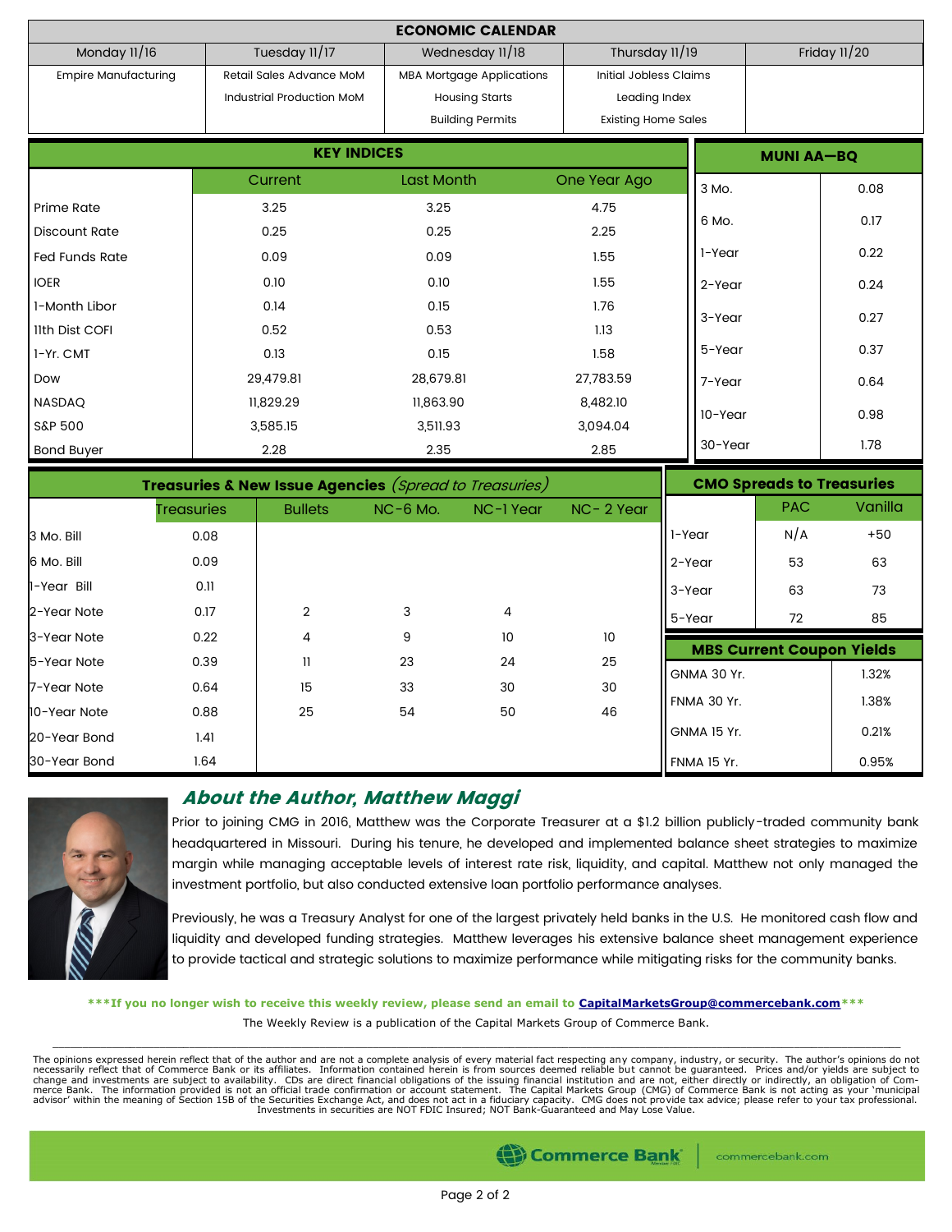## ECONOMIC CALENDAR

| Monday 11/16 | Tuesday 11/17 | Wednesday 11/18 | Thursday 11/19 | Friday 11/20 |
|---|---|---|---|---|
| Empire Manufacturing | Retail Sales Advance MoM | MBA Mortgage Applications | Initial Jobless Claims | |
| | Industrial Production MoM | Housing Starts | Leading Index | |
| | | Building Permits | Existing Home Sales | |

## KEY INDICES

| | Current | Last Month | One Year Ago |
|---|---|---|---|
| Prime Rate | 3.25 | 3.25 | 4.75 |
| Discount Rate | 0.25 | 0.25 | 2.25 |
| Fed Funds Rate | 0.09 | 0.09 | 1.55 |
| IOER | 0.10 | 0.10 | 1.55 |
| 1-Month Libor | 0.14 | 0.15 | 1.76 |
| 11th Dist COFI | 0.52 | 0.53 | 1.13 |
| 1-Yr. CMT | 0.13 | 0.15 | 1.58 |
| Dow | 29,479.81 | 28,679.81 | 27,783.59 |
| NASDAQ | 11,829.29 | 11,863.90 | 8,482.10 |
| S&P 500 | 3,585.15 | 3,511.93 | 3,094.04 |
| Bond Buyer | 2.28 | 2.35 | 2.85 |

## MUNI AA—BQ

| | |
|---|---|
| 3 Mo. | 0.08 |
| 6 Mo. | 0.17 |
| 1-Year | 0.22 |
| 2-Year | 0.24 |
| 3-Year | 0.27 |
| 5-Year | 0.37 |
| 7-Year | 0.64 |
| 10-Year | 0.98 |
| 30-Year | 1.78 |

## Treasuries & New Issue Agencies *(Spread to Treasuries)*

| | Treasuries | Bullets | NC-6 Mo. | NC-1 Year | NC- 2 Year |
|---|---|---|---|---|---|
| 3 Mo. Bill | 0.08 | | | | |
| 6 Mo. Bill | 0.09 | | | | |
| 1-Year Bill | 0.11 | | | | |
| 2-Year Note | 0.17 | 2 | 3 | 4 | |
| 3-Year Note | 0.22 | 4 | 9 | 10 | 10 |
| 5-Year Note | 0.39 | 11 | 23 | 24 | 25 |
| 7-Year Note | 0.64 | 15 | 33 | 30 | 30 |
| 10-Year Note | 0.88 | 25 | 54 | 50 | 46 |
| 20-Year Bond | 1.41 | | | | |
| 30-Year Bond | 1.64 | | | | |

## CMO Spreads to Treasuries

| | PAC | Vanilla |
|---|---|---|
| 1-Year | N/A | +50 |
| 2-Year | 53 | 63 |
| 3-Year | 63 | 73 |
| 5-Year | 72 | 85 |

## MBS Current Coupon Yields

| | |
|---|---|
| GNMA 30 Yr. | 1.32% |
| FNMA 30 Yr. | 1.38% |
| GNMA 15 Yr. | 0.21% |
| FNMA 15 Yr. | 0.95% |

## *About the Author, Matthew Maggi*

Prior to joining CMG in 2016, Matthew was the Corporate Treasurer at a $1.2 billion publicly-traded community bank headquartered in Missouri. During his tenure, he developed and implemented balance sheet strategies to maximize margin while managing acceptable levels of interest rate risk, liquidity, and capital. Matthew not only managed the investment portfolio, but also conducted extensive loan portfolio performance analyses.

Previously, he was a Treasury Analyst for one of the largest privately held banks in the U.S. He monitored cash flow and liquidity and developed funding strategies. Matthew leverages his extensive balance sheet management experience to provide tactical and strategic solutions to maximize performance while mitigating risks for the community banks.

**\*\*\*If you no longer wish to receive this weekly review, please send an email to CapitalMarketsGroup@commercebank.com\*\*\***

The Weekly Review is a publication of the Capital Markets Group of Commerce Bank.

The opinions expressed herein reflect that of the author and are not a complete analysis of every material fact respecting any company, industry, or security. The author's opinions do not necessarily reflect that of Commerce Bank or its affiliates. Information contained herein is from sources deemed reliable but cannot be guaranteed. Prices and/or yields are subject to change and investments are subject to availability. CDs are direct financial obligations of the issuing financial institution and are not, either directly or indirectly, an obligation of Commerce Bank. The information provided is not an official trade confirmation or account statement. The Capital Markets Group (CMG) of Commerce Bank is not acting as your 'municipal advisor' within the meaning of Section 15B of the Securities Exchange Act, and does not act in a fiduciary capacity. CMG does not provide tax advice; please refer to your tax professional. Investments in securities are NOT FDIC Insured; NOT Bank-Guaranteed and May Lose Value.

Commerce Bank | commercebank.com